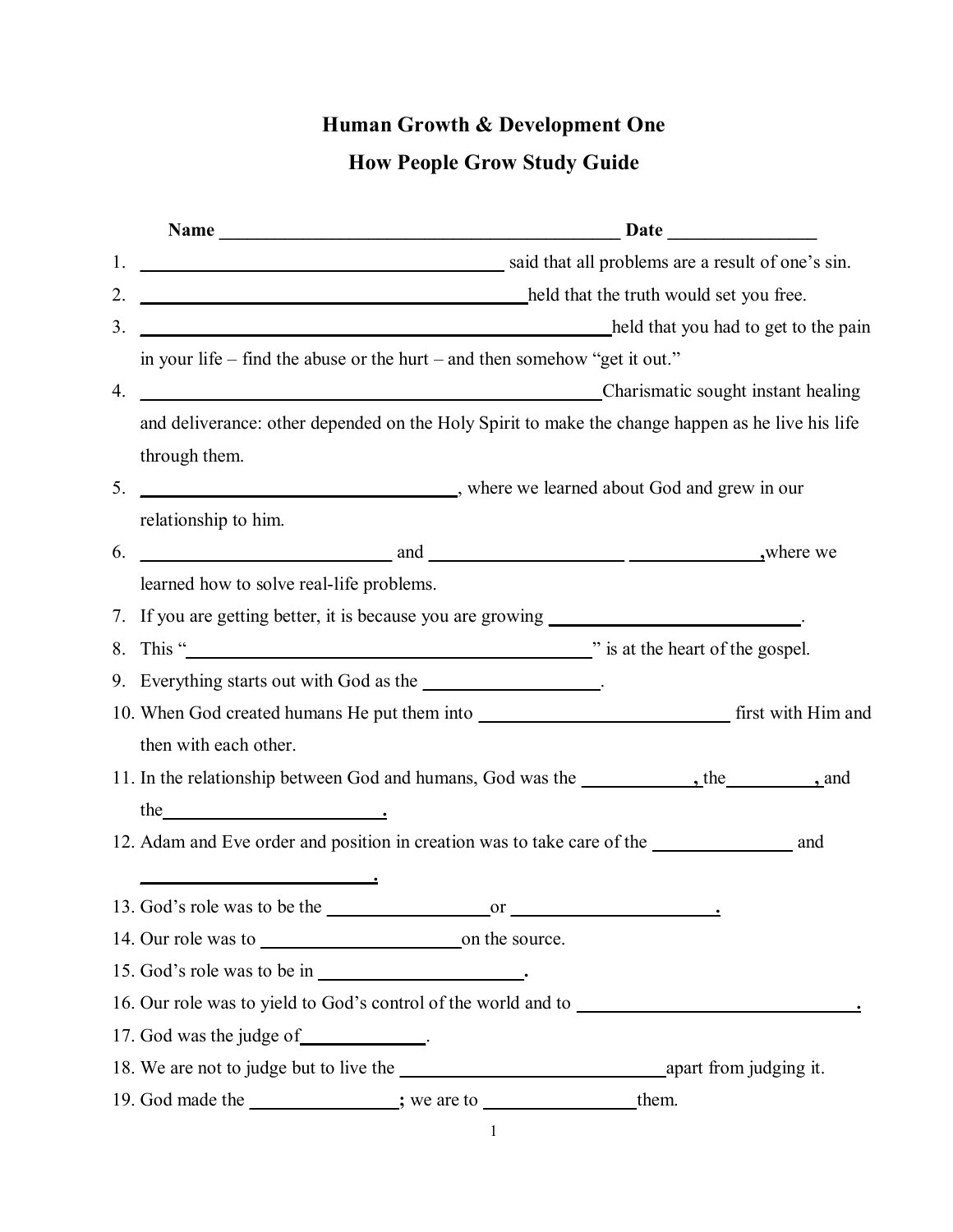# Human Growth & Development One

## How People Grow Study Guide

**Name** _____________________________________________ **Date** ________________

1. ________________________________________ said that all problems are a result of one's sin.
2. ________________________________________ held that the truth would set you free.
3. ________________________________________ held that you had to get to the pain in your life – find the abuse or the hurt – and then somehow "get it out."
4. ________________________________________ Charismatic sought instant healing and deliverance: other depended on the Holy Spirit to make the change happen as he live his life through them.
5. ________________________________, where we learned about God and grew in our relationship to him.
6. __________________________ and ____________________ ______________, where we learned how to solve real-life problems.
7. If you are getting better, it is because you are growing ___________________________.
8. This "________________________________________" is at the heart of the gospel.
9. Everything starts out with God as the ___________________.
10. When God created humans He put them into ____________________________ first with Him and then with each other.
11. In the relationship between God and humans, God was the ____________, the __________, and the _______________________.
12. Adam and Eve order and position in creation was to take care of the _______________ and _________________________.
13. God's role was to be the __________________ or ______________________.
14. Our role was to ______________________ on the source.
15. God's role was to be in _____________________.
16. Our role was to yield to God's control of the world and to ______________________________.
17. God was the judge of_____________.
18. We are not to judge but to live the ______________________________ apart from judging it.
19. God made the ________________; we are to ________________ them.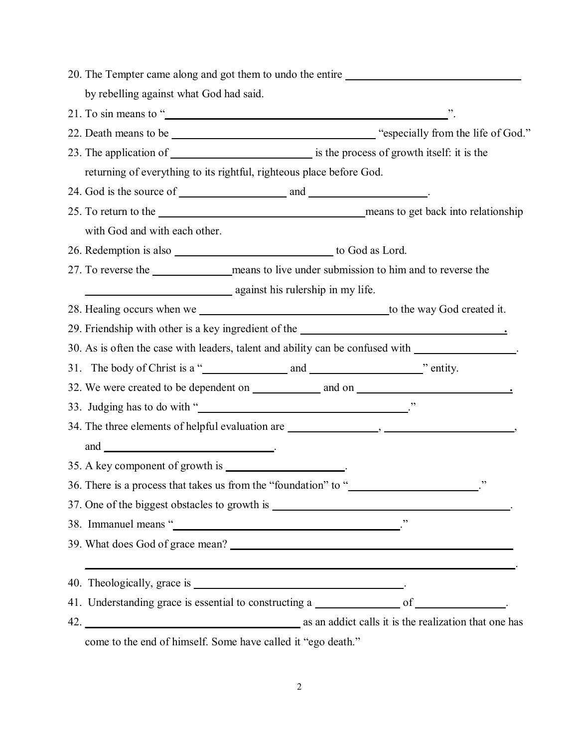20. The Tempter came along and got them to undo the entire ______________________________ by rebelling against what God had said.
21. To sin means to "______________________________________________".
22. Death means to be ______________________________ "especially from the life of God."
23. The application of _________________________ is the process of growth itself: it is the returning of everything to its rightful, righteous place before God.
24. God is the source of ___________________ and ____________________.
25. To return to the _______________________________means to get back into relationship with God and with each other.
26. Redemption is also ___________________________ to God as Lord.
27. To reverse the _____________means to live under submission to him and to reverse the _________________________ against his rulership in my life.
28. Healing occurs when we ________________________________to the way God created it.
29. Friendship with other is a key ingredient of the ________________________________.
30. As is often the case with leaders, talent and ability can be confused with _________________.
31. The body of Christ is a "______________ and ___________________" entity.
32. We were created to be dependent on ____________ and on __________________________.
33. Judging has to do with "_____________________________________."
34. The three elements of helpful evaluation are _______________, ______________________, and ____________________________.
35. A key component of growth is _____________________.
36. There is a process that takes us from the "foundation" to "_____________________."
37. One of the biggest obstacles to growth is _______________________________________.
38. Immanuel means "________________________________________."
39. What does God of grace mean? ____________________________________________________ ________________________________________________________________________.
40. Theologically, grace is _____________________________________.
41. Understanding grace is essential to constructing a ______________ of _______________.
42. _________________________________ as an addict calls it is the realization that one has come to the end of himself. Some have called it "ego death."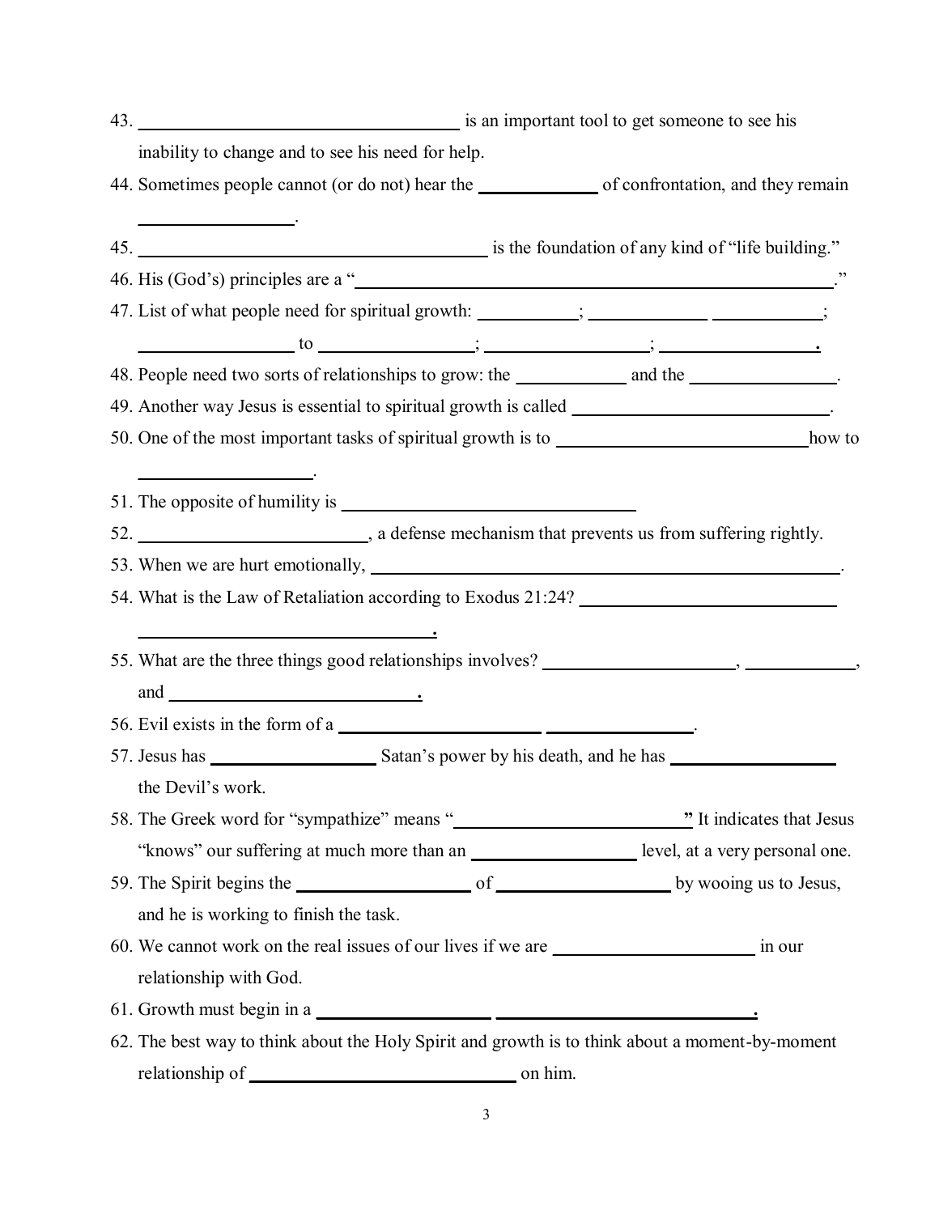43. ______________________________ is an important tool to get someone to see his inability to change and to see his need for help.
44. Sometimes people cannot (or do not) hear the __________ of confrontation, and they remain ______________.
45. ______________________________ is the foundation of any kind of "life building."
46. His (God's) principles are a "______________________________________________."
47. List of what people need for spiritual growth: _________; __________ __________; ______________ to ______________; ______________; ______________.
48. People need two sorts of relationships to grow: the __________ and the ______________.
49. Another way Jesus is essential to spiritual growth is called ________________________.
50. One of the most important tasks of spiritual growth is to ________________________ how to ______________.
51. The opposite of humility is ____________________________
52. ____________________, a defense mechanism that prevents us from suffering rightly.
53. When we are hurt emotionally, ______________________________________________.
54. What is the Law of Retaliation according to Exodus 21:24? ________________________ ____________________________.
55. What are the three things good relationships involves? __________________, __________, and ________________________.
56. Evil exists in the form of a ____________________ ______________.
57. Jesus has ________________ Satan's power by his death, and he has ________________ the Devil's work.
58. The Greek word for "sympathize" means "______________________" It indicates that Jesus "knows" our suffering at much more than an ________________ level, at a very personal one.
59. The Spirit begins the ________________ of ________________ by wooing us to Jesus, and he is working to finish the task.
60. We cannot work on the real issues of our lives if we are ____________________ in our relationship with God.
61. Growth must begin in a ________________ __________________________.
62. The best way to think about the Holy Spirit and growth is to think about a moment-by-moment relationship of __________________________ on him.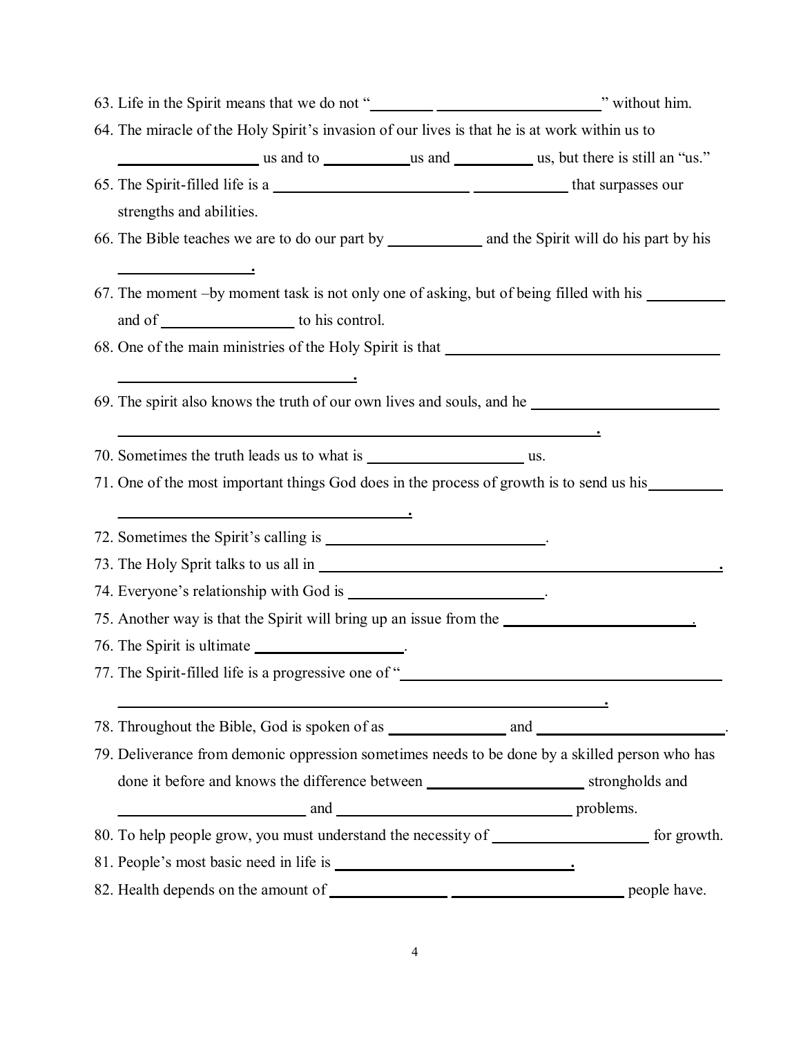63. Life in the Spirit means that we do not "________ ____________________" without him.
64. The miracle of the Holy Spirit's invasion of our lives is that he is at work within us to ________________ us and to __________us and __________ us, but there is still an "us."
65. The Spirit-filled life is a ______________________ ___________ that surpasses our strengths and abilities.
66. The Bible teaches we are to do our part by ___________ and the Spirit will do his part by his ________________.
67. The moment –by moment task is not only one of asking, but of being filled with his __________ and of ________________ to his control.
68. One of the main ministries of the Holy Spirit is that ______________________________________ ____________________________.
69. The spirit also knows the truth of our own lives and souls, and he ______________________ ____________________________________________________________.
70. Sometimes the truth leads us to what is __________________ us.
71. One of the most important things God does in the process of growth is to send us his__________ _____________________________________.
72. Sometimes the Spirit's calling is ____________________________.
73. The Holy Sprit talks to us all in ____________________________________________________.
74. Everyone's relationship with God is _______________________.
75. Another way is that the Spirit will bring up an issue from the ______________________.
76. The Spirit is ultimate __________________.
77. The Spirit-filled life is a progressive one of "________________________________________ ____________________________________________________________.
78. Throughout the Bible, God is spoken of as _____________ and _______________________.
79. Deliverance from demonic oppression sometimes needs to be done by a skilled person who has done it before and knows the difference between __________________ strongholds and _______________________ and _____________________________ problems.
80. To help people grow, you must understand the necessity of __________________ for growth.
81. People's most basic need in life is _____________________________.
82. Health depends on the amount of ______________ _____________________ people have.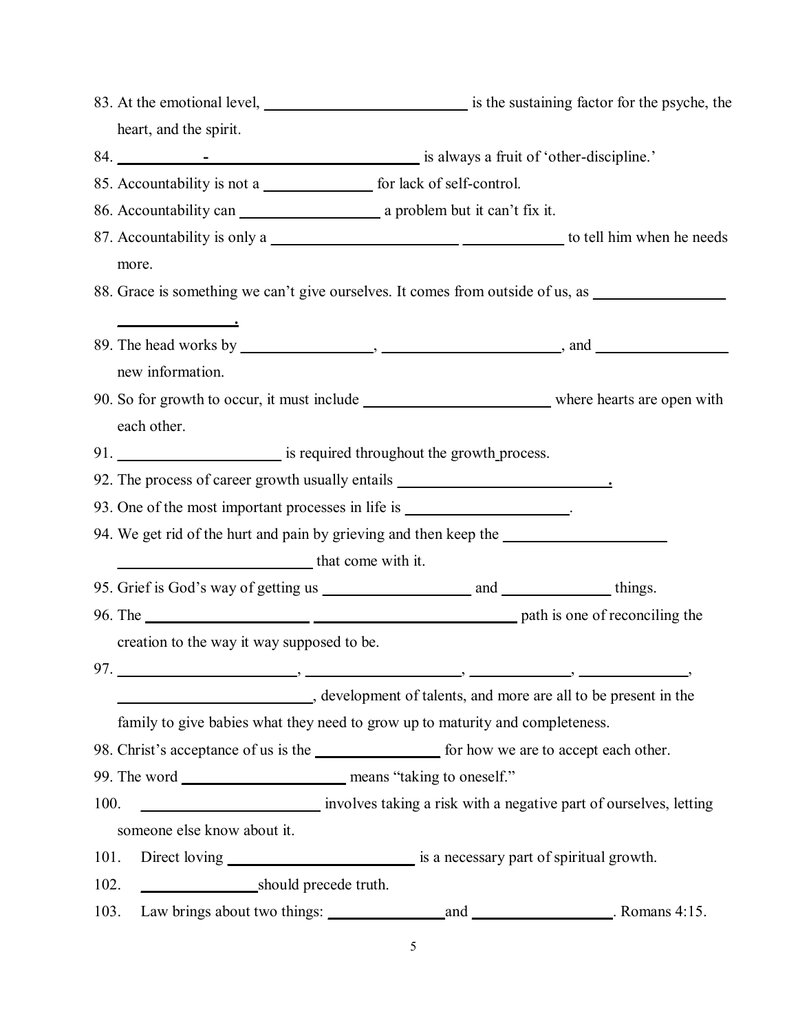83. At the emotional level, ___________________________ is the sustaining factor for the psyche, the heart, and the spirit.

84. ___________-___________________________ is always a fruit of 'other-discipline.'

85. Accountability is not a ______________ for lack of self-control.

86. Accountability can __________________ a problem but it can't fix it.

87. Accountability is only a _________________________ _____________ to tell him when he needs more.

88. Grace is something we can't give ourselves. It comes from outside of us, as _________________ _______________.

89. The head works by _________________, _______________________, and _________________ new information.

90. So for growth to occur, it must include _________________________ where hearts are open with each other.

91. _____________________ is required throughout the growth process.

92. The process of career growth usually entails ____________________________.

93. One of the most important processes in life is _____________________.

94. We get rid of the hurt and pain by grieving and then keep the _____________________ _________________________ that come with it.

95. Grief is God's way of getting us ___________________ and ______________ things.

96. The _____________________ ___________________________ path is one of reconciling the creation to the way it way supposed to be.

97. _______________________, ____________________, _____________, ______________, _________________________, development of talents, and more are all to be present in the family to give babies what they need to grow up to maturity and completeness.

98. Christ's acceptance of us is the ________________ for how we are to accept each other.

99. The word _____________________ means "taking to oneself."

100. _______________________ involves taking a risk with a negative part of ourselves, letting someone else know about it.

101. Direct loving ________________________ is a necessary part of spiritual growth.

102. _______________should precede truth.

103. Law brings about two things: _______________and __________________. Romans 4:15.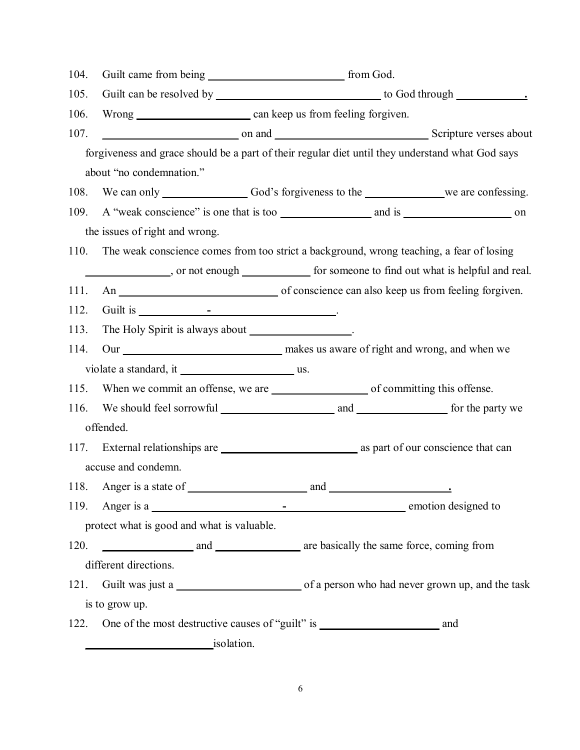104. Guilt came from being ________________________ from God.

105. Guilt can be resolved by ____________________________ to God through ____________.

106. Wrong ____________________ can keep us from feeling forgiven.

107. ________________________ on and __________________________ Scripture verses about forgiveness and grace should be a part of their regular diet until they understand what God says about "no condemnation."

108. We can only ______________ God's forgiveness to the ______________we are confessing.

109. A "weak conscience" is one that is too _______________ and is __________________ on the issues of right and wrong.

110. The weak conscience comes from too strict a background, wrong teaching, a fear of losing ______________, or not enough ___________ for someone to find out what is helpful and real.

111. An ___________________________ of conscience can also keep us from feeling forgiven.

112. Guilt is ___________-____________________.

113. The Holy Spirit is always about _________________.

114. Our ____________________________ makes us aware of right and wrong, and when we violate a standard, it ____________________ us.

115. When we commit an offense, we are ________________ of committing this offense.

116. We should feel sorrowful ____________________ and ________________ for the party we offended.

117. External relationships are ________________________ as part of our conscience that can accuse and condemn.

118. Anger is a state of ____________________ and ____________________.

119. Anger is a ______________________-____________________ emotion designed to protect what is good and what is valuable.

120. ________________ and ______________ are basically the same force, coming from different directions.

121. Guilt was just a ______________________ of a person who had never grown up, and the task is to grow up.

122. One of the most destructive causes of "guilt" is ____________________ and ______________________isolation.